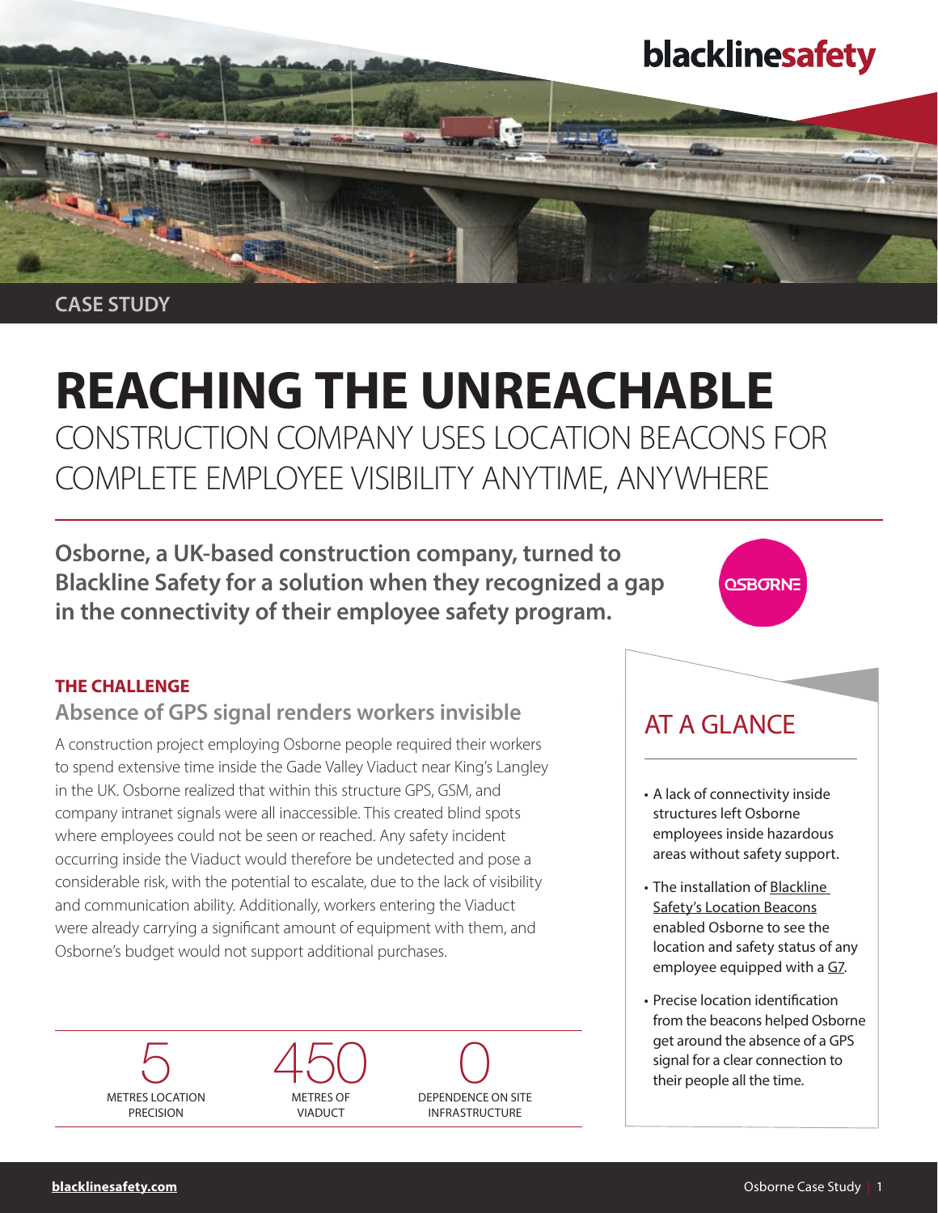blacklinesafety

CASE STUDY

# REACHING THE UNREACHABLE

## CONSTRUCTION COMPANY USES LOCATION BEACONS FOR COMPLETE EMPLOYEE VISIBILITY ANYTIME, ANYWHERE

**Osborne, a UK-based construction company, turned to Blackline Safety for a solution when they recognized a gap in the connectivity of their employee safety program.**

OSBORNE

### THE CHALLENGE

#### Absence of GPS signal renders workers invisible

A construction project employing Osborne people required their workers to spend extensive time inside the Gade Valley Viaduct near King's Langley in the UK. Osborne realized that within this structure GPS, GSM, and company intranet signals were all inaccessible. This created blind spots where employees could not be seen or reached. Any safety incident occurring inside the Viaduct would therefore be undetected and pose a considerable risk, with the potential to escalate, due to the lack of visibility and communication ability. Additionally, workers entering the Viaduct were already carrying a significant amount of equipment with them, and Osborne's budget would not support additional purchases.

| 5 | 450 | 0 |
|---|---|---|
| METRES LOCATION PRECISION | METRES OF VIADUCT | DEPENDENCE ON SITE INFRASTRUCTURE |

### AT A GLANCE

- A lack of connectivity inside structures left Osborne employees inside hazardous areas without safety support.
- The installation of Blackline Safety's Location Beacons enabled Osborne to see the location and safety status of any employee equipped with a G7.
- Precise location identification from the beacons helped Osborne get around the absence of a GPS signal for a clear connection to their people all the time.

blacklinesafety.com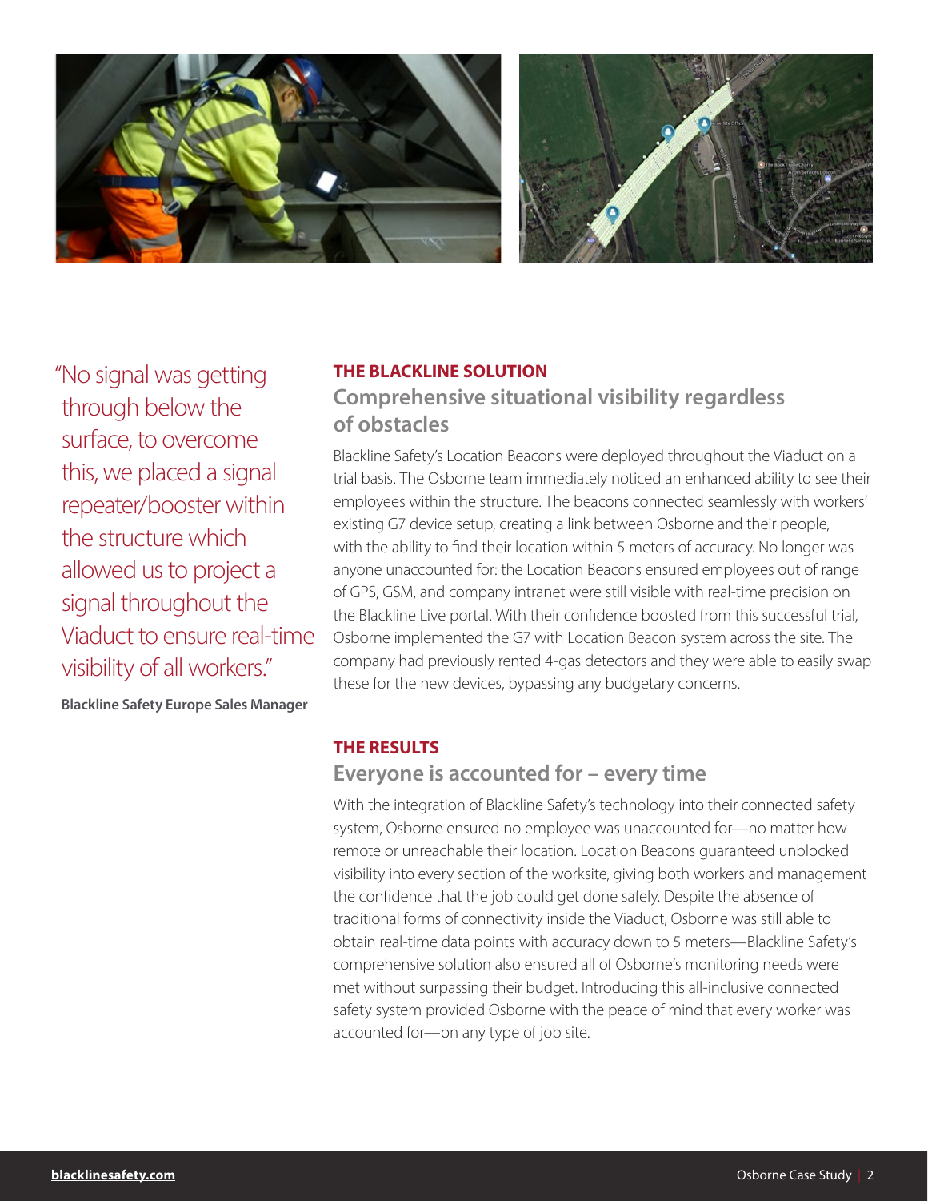"No signal was getting through below the surface, to overcome this, we placed a signal repeater/booster within the structure which allowed us to project a signal throughout the Viaduct to ensure real-time visibility of all workers."

**Blackline Safety Europe Sales Manager**

## THE BLACKLINE SOLUTION

### Comprehensive situational visibility regardless of obstacles

Blackline Safety's Location Beacons were deployed throughout the Viaduct on a trial basis. The Osborne team immediately noticed an enhanced ability to see their employees within the structure. The beacons connected seamlessly with workers' existing G7 device setup, creating a link between Osborne and their people, with the ability to find their location within 5 meters of accuracy. No longer was anyone unaccounted for: the Location Beacons ensured employees out of range of GPS, GSM, and company intranet were still visible with real-time precision on the Blackline Live portal. With their confidence boosted from this successful trial, Osborne implemented the G7 with Location Beacon system across the site. The company had previously rented 4-gas detectors and they were able to easily swap these for the new devices, bypassing any budgetary concerns.

## THE RESULTS

### Everyone is accounted for – every time

With the integration of Blackline Safety's technology into their connected safety system, Osborne ensured no employee was unaccounted for—no matter how remote or unreachable their location. Location Beacons guaranteed unblocked visibility into every section of the worksite, giving both workers and management the confidence that the job could get done safely. Despite the absence of traditional forms of connectivity inside the Viaduct, Osborne was still able to obtain real-time data points with accuracy down to 5 meters—Blackline Safety's comprehensive solution also ensured all of Osborne's monitoring needs were met without surpassing their budget. Introducing this all-inclusive connected safety system provided Osborne with the peace of mind that every worker was accounted for—on any type of job site.